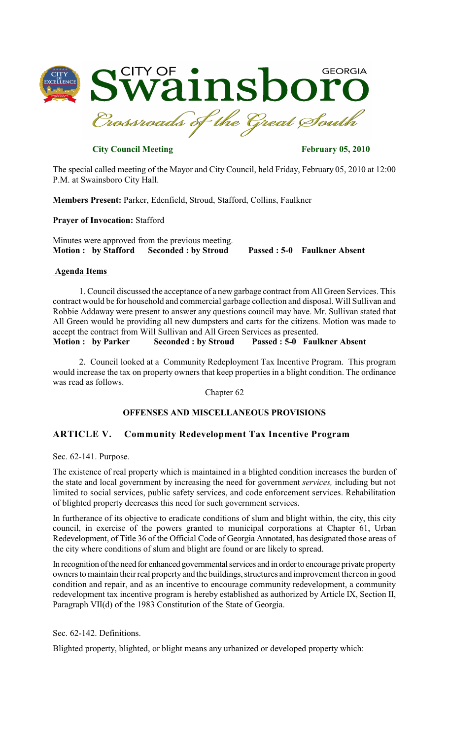# CITY OF Swainsboro GEORGIA

*Crossroads of the Great South*

**City Council Meeting** **February 05, 2010**

The special called meeting of the Mayor and City Council, held Friday, February 05, 2010 at 12:00 P.M. at Swainsboro City Hall.

**Members Present:** Parker, Edenfield, Stroud, Stafford, Collins, Faulkner

**Prayer of Invocation:** Stafford

Minutes were approved from the previous meeting.
**Motion : by Stafford Seconded : by Stroud Passed : 5-0 Faulkner Absent**

**Agenda Items**

1. Council discussed the acceptance of a new garbage contract from All Green Services. This contract would be for household and commercial garbage collection and disposal. Will Sullivan and Robbie Addaway were present to answer any questions council may have. Mr. Sullivan stated that All Green would be providing all new dumpsters and carts for the citizens. Motion was made to accept the contract from Will Sullivan and All Green Services as presented.
**Motion : by Parker Seconded : by Stroud Passed : 5-0 Faulkner Absent**

2. Council looked at a Community Redeployment Tax Incentive Program. This program would increase the tax on property owners that keep properties in a blight condition. The ordinance was read as follows.

Chapter 62

**OFFENSES AND MISCELLANEOUS PROVISIONS**

## ARTICLE V. Community Redevelopment Tax Incentive Program

Sec. 62-141. Purpose.

The existence of real property which is maintained in a blighted condition increases the burden of the state and local government by increasing the need for government *services,* including but not limited to social services, public safety services, and code enforcement services. Rehabilitation of blighted property decreases this need for such government services.

In furtherance of its objective to eradicate conditions of slum and blight within, the city, this city council, in exercise of the powers granted to municipal corporations at Chapter 61, Urban Redevelopment, of Title 36 of the Official Code of Georgia Annotated, has designated those areas of the city where conditions of slum and blight are found or are likely to spread.

In recognition of the need for enhanced governmental services and in order to encourage private property owners to maintain their real property and the buildings, structures and improvement thereon in good condition and repair, and as an incentive to encourage community redevelopment, a community redevelopment tax incentive program is hereby established as authorized by Article IX, Section II, Paragraph VII(d) of the 1983 Constitution of the State of Georgia.

Sec. 62-142. Definitions.

Blighted property, blighted, or blight means any urbanized or developed property which: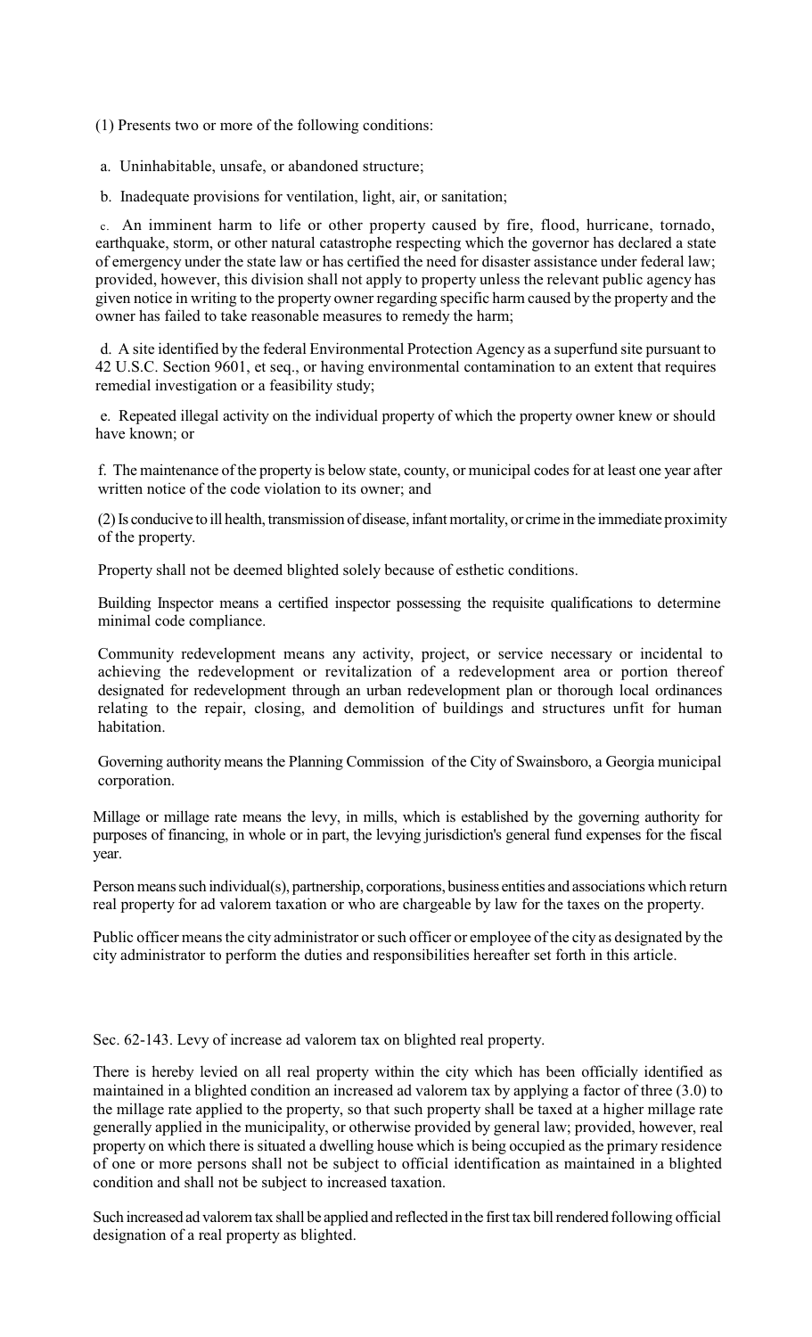(1) Presents two or more of the following conditions:

a. Uninhabitable, unsafe, or abandoned structure;

b. Inadequate provisions for ventilation, light, air, or sanitation;

c. An imminent harm to life or other property caused by fire, flood, hurricane, tornado, earthquake, storm, or other natural catastrophe respecting which the governor has declared a state of emergency under the state law or has certified the need for disaster assistance under federal law; provided, however, this division shall not apply to property unless the relevant public agency has given notice in writing to the property owner regarding specific harm caused by the property and the owner has failed to take reasonable measures to remedy the harm;

d. A site identified by the federal Environmental Protection Agency as a superfund site pursuant to 42 U.S.C. Section 9601, et seq., or having environmental contamination to an extent that requires remedial investigation or a feasibility study;

e. Repeated illegal activity on the individual property of which the property owner knew or should have known; or

f. The maintenance of the property is below state, county, or municipal codes for at least one year after written notice of the code violation to its owner; and

(2) Is conducive to ill health, transmission of disease, infant mortality, or crime in the immediate proximity of the property.

Property shall not be deemed blighted solely because of esthetic conditions.

Building Inspector means a certified inspector possessing the requisite qualifications to determine minimal code compliance.

Community redevelopment means any activity, project, or service necessary or incidental to achieving the redevelopment or revitalization of a redevelopment area or portion thereof designated for redevelopment through an urban redevelopment plan or thorough local ordinances relating to the repair, closing, and demolition of buildings and structures unfit for human habitation.

Governing authority means the Planning Commission of the City of Swainsboro, a Georgia municipal corporation.

Millage or millage rate means the levy, in mills, which is established by the governing authority for purposes of financing, in whole or in part, the levying jurisdiction's general fund expenses for the fiscal year.

Person means such individual(s), partnership, corporations, business entities and associations which return real property for ad valorem taxation or who are chargeable by law for the taxes on the property.

Public officer means the city administrator or such officer or employee of the city as designated by the city administrator to perform the duties and responsibilities hereafter set forth in this article.

Sec. 62-143. Levy of increase ad valorem tax on blighted real property.

There is hereby levied on all real property within the city which has been officially identified as maintained in a blighted condition an increased ad valorem tax by applying a factor of three (3.0) to the millage rate applied to the property, so that such property shall be taxed at a higher millage rate generally applied in the municipality, or otherwise provided by general law; provided, however, real property on which there is situated a dwelling house which is being occupied as the primary residence of one or more persons shall not be subject to official identification as maintained in a blighted condition and shall not be subject to increased taxation.

Such increased ad valorem tax shall be applied and reflected in the first tax bill rendered following official designation of a real property as blighted.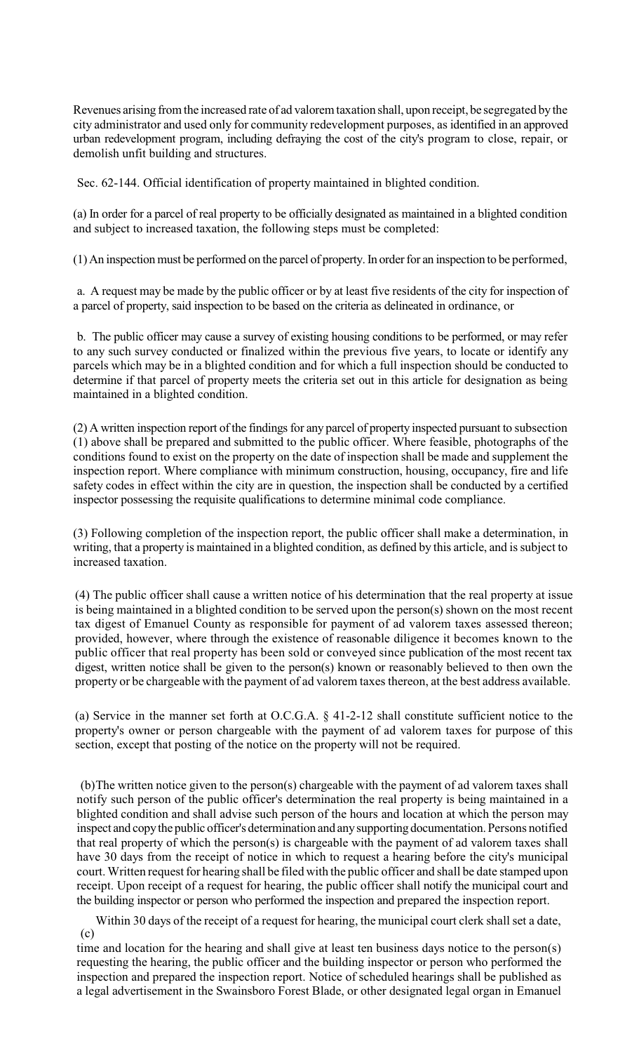Revenues arising from the increased rate of ad valorem taxation shall, upon receipt, be segregated by the city administrator and used only for community redevelopment purposes, as identified in an approved urban redevelopment program, including defraying the cost of the city's program to close, repair, or demolish unfit building and structures.

Sec. 62-144. Official identification of property maintained in blighted condition.

(a) In order for a parcel of real property to be officially designated as maintained in a blighted condition and subject to increased taxation, the following steps must be completed:

(1) An inspection must be performed on the parcel of property. In order for an inspection to be performed,

a. A request may be made by the public officer or by at least five residents of the city for inspection of a parcel of property, said inspection to be based on the criteria as delineated in ordinance, or

b. The public officer may cause a survey of existing housing conditions to be performed, or may refer to any such survey conducted or finalized within the previous five years, to locate or identify any parcels which may be in a blighted condition and for which a full inspection should be conducted to determine if that parcel of property meets the criteria set out in this article for designation as being maintained in a blighted condition.

(2) A written inspection report of the findings for any parcel of property inspected pursuant to subsection (1) above shall be prepared and submitted to the public officer. Where feasible, photographs of the conditions found to exist on the property on the date of inspection shall be made and supplement the inspection report. Where compliance with minimum construction, housing, occupancy, fire and life safety codes in effect within the city are in question, the inspection shall be conducted by a certified inspector possessing the requisite qualifications to determine minimal code compliance.

(3) Following completion of the inspection report, the public officer shall make a determination, in writing, that a property is maintained in a blighted condition, as defined by this article, and is subject to increased taxation.

(4) The public officer shall cause a written notice of his determination that the real property at issue is being maintained in a blighted condition to be served upon the person(s) shown on the most recent tax digest of Emanuel County as responsible for payment of ad valorem taxes assessed thereon; provided, however, where through the existence of reasonable diligence it becomes known to the public officer that real property has been sold or conveyed since publication of the most recent tax digest, written notice shall be given to the person(s) known or reasonably believed to then own the property or be chargeable with the payment of ad valorem taxes thereon, at the best address available.

(a) Service in the manner set forth at O.C.G.A. § 41-2-12 shall constitute sufficient notice to the property's owner or person chargeable with the payment of ad valorem taxes for purpose of this section, except that posting of the notice on the property will not be required.

(b) The written notice given to the person(s) chargeable with the payment of ad valorem taxes shall notify such person of the public officer's determination the real property is being maintained in a blighted condition and shall advise such person of the hours and location at which the person may inspect and copy the public officer's determination and any supporting documentation. Persons notified that real property of which the person(s) is chargeable with the payment of ad valorem taxes shall have 30 days from the receipt of notice in which to request a hearing before the city's municipal court. Written request for hearing shall be filed with the public officer and shall be date stamped upon receipt. Upon receipt of a request for hearing, the public officer shall notify the municipal court and the building inspector or person who performed the inspection and prepared the inspection report.

(c) Within 30 days of the receipt of a request for hearing, the municipal court clerk shall set a date, time and location for the hearing and shall give at least ten business days notice to the person(s) requesting the hearing, the public officer and the building inspector or person who performed the inspection and prepared the inspection report. Notice of scheduled hearings shall be published as a legal advertisement in the Swainsboro Forest Blade, or other designated legal organ in Emanuel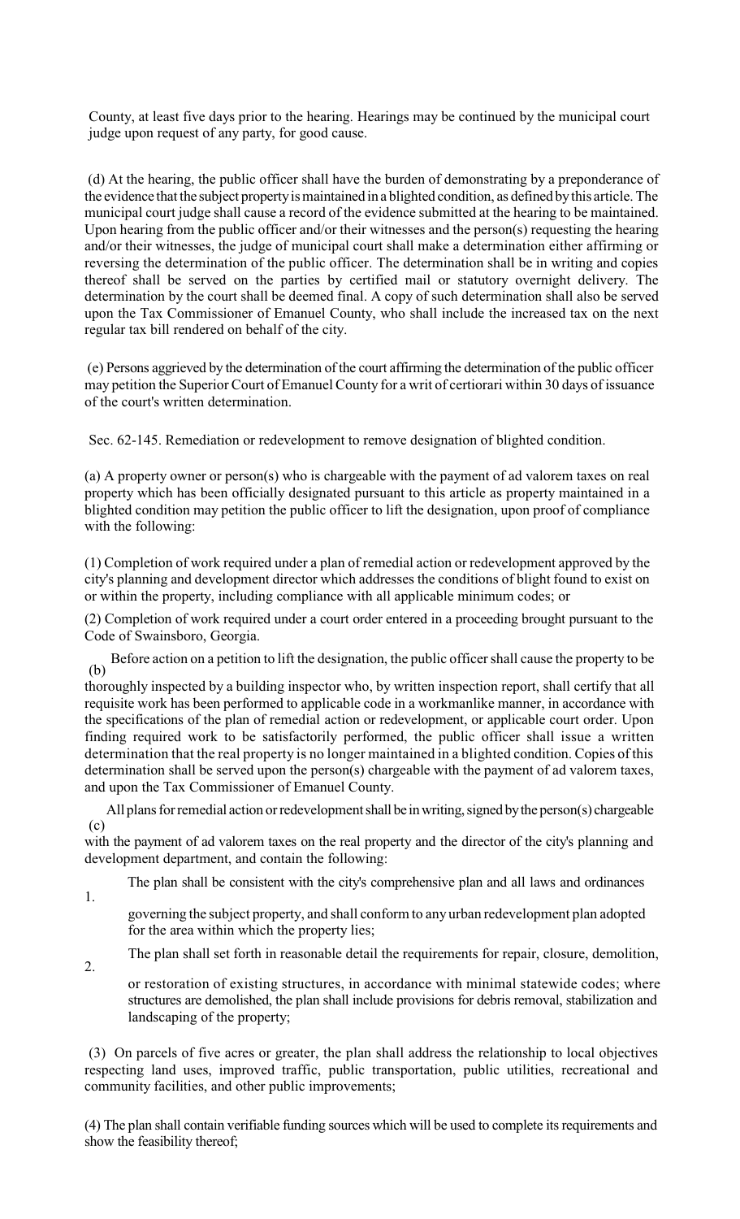County, at least five days prior to the hearing. Hearings may be continued by the municipal court judge upon request of any party, for good cause.

(d) At the hearing, the public officer shall have the burden of demonstrating by a preponderance of the evidence that the subject property is maintained in a blighted condition, as defined by this article. The municipal court judge shall cause a record of the evidence submitted at the hearing to be maintained. Upon hearing from the public officer and/or their witnesses and the person(s) requesting the hearing and/or their witnesses, the judge of municipal court shall make a determination either affirming or reversing the determination of the public officer. The determination shall be in writing and copies thereof shall be served on the parties by certified mail or statutory overnight delivery. The determination by the court shall be deemed final. A copy of such determination shall also be served upon the Tax Commissioner of Emanuel County, who shall include the increased tax on the next regular tax bill rendered on behalf of the city.

(e) Persons aggrieved by the determination of the court affirming the determination of the public officer may petition the Superior Court of Emanuel County for a writ of certiorari within 30 days of issuance of the court's written determination.

Sec. 62-145. Remediation or redevelopment to remove designation of blighted condition.

(a) A property owner or person(s) who is chargeable with the payment of ad valorem taxes on real property which has been officially designated pursuant to this article as property maintained in a blighted condition may petition the public officer to lift the designation, upon proof of compliance with the following:

(1) Completion of work required under a plan of remedial action or redevelopment approved by the city's planning and development director which addresses the conditions of blight found to exist on or within the property, including compliance with all applicable minimum codes; or

(2) Completion of work required under a court order entered in a proceeding brought pursuant to the Code of Swainsboro, Georgia.

(b) Before action on a petition to lift the designation, the public officer shall cause the property to be thoroughly inspected by a building inspector who, by written inspection report, shall certify that all requisite work has been performed to applicable code in a workmanlike manner, in accordance with the specifications of the plan of remedial action or redevelopment, or applicable court order. Upon finding required work to be satisfactorily performed, the public officer shall issue a written determination that the real property is no longer maintained in a blighted condition. Copies of this determination shall be served upon the person(s) chargeable with the payment of ad valorem taxes, and upon the Tax Commissioner of Emanuel County.

(c) All plans for remedial action or redevelopment shall be in writing, signed by the person(s) chargeable with the payment of ad valorem taxes on the real property and the director of the city's planning and development department, and contain the following:

1. The plan shall be consistent with the city's comprehensive plan and all laws and ordinances governing the subject property, and shall conform to any urban redevelopment plan adopted for the area within which the property lies;

2. The plan shall set forth in reasonable detail the requirements for repair, closure, demolition, or restoration of existing structures, in accordance with minimal statewide codes; where structures are demolished, the plan shall include provisions for debris removal, stabilization and landscaping of the property;

(3) On parcels of five acres or greater, the plan shall address the relationship to local objectives respecting land uses, improved traffic, public transportation, public utilities, recreational and community facilities, and other public improvements;

(4) The plan shall contain verifiable funding sources which will be used to complete its requirements and show the feasibility thereof;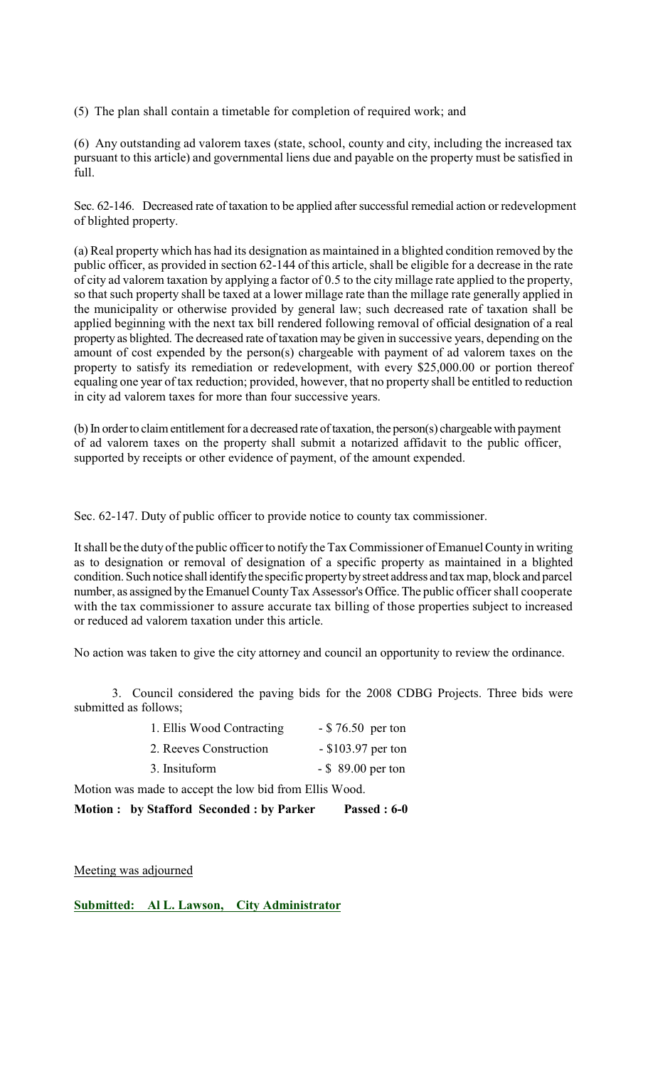(5) The plan shall contain a timetable for completion of required work; and

(6) Any outstanding ad valorem taxes (state, school, county and city, including the increased tax pursuant to this article) and governmental liens due and payable on the property must be satisfied in full.

Sec. 62-146. Decreased rate of taxation to be applied after successful remedial action or redevelopment of blighted property.

(a) Real property which has had its designation as maintained in a blighted condition removed by the public officer, as provided in section 62-144 of this article, shall be eligible for a decrease in the rate of city ad valorem taxation by applying a factor of 0.5 to the city millage rate applied to the property, so that such property shall be taxed at a lower millage rate than the millage rate generally applied in the municipality or otherwise provided by general law; such decreased rate of taxation shall be applied beginning with the next tax bill rendered following removal of official designation of a real property as blighted. The decreased rate of taxation may be given in successive years, depending on the amount of cost expended by the person(s) chargeable with payment of ad valorem taxes on the property to satisfy its remediation or redevelopment, with every $25,000.00 or portion thereof equaling one year of tax reduction; provided, however, that no property shall be entitled to reduction in city ad valorem taxes for more than four successive years.

(b) In order to claim entitlement for a decreased rate of taxation, the person(s) chargeable with payment of ad valorem taxes on the property shall submit a notarized affidavit to the public officer, supported by receipts or other evidence of payment, of the amount expended.

Sec. 62-147. Duty of public officer to provide notice to county tax commissioner.

It shall be the duty of the public officer to notify the Tax Commissioner of Emanuel County in writing as to designation or removal of designation of a specific property as maintained in a blighted condition. Such notice shall identify the specific property by street address and tax map, block and parcel number, as assigned by the Emanuel County Tax Assessor's Office. The public officer shall cooperate with the tax commissioner to assure accurate tax billing of those properties subject to increased or reduced ad valorem taxation under this article.

No action was taken to give the city attorney and council an opportunity to review the ordinance.

3. Council considered the paving bids for the 2008 CDBG Projects. Three bids were submitted as follows;

1. Ellis Wood Contracting - $ 76.50 per ton
2. Reeves Construction - $103.97 per ton
3. Insituform - $ 89.00 per ton

Motion was made to accept the low bid from Ellis Wood.

**Motion : by Stafford Seconded : by Parker Passed : 6-0**

Meeting was adjourned

**Submitted: Al L. Lawson, City Administrator**